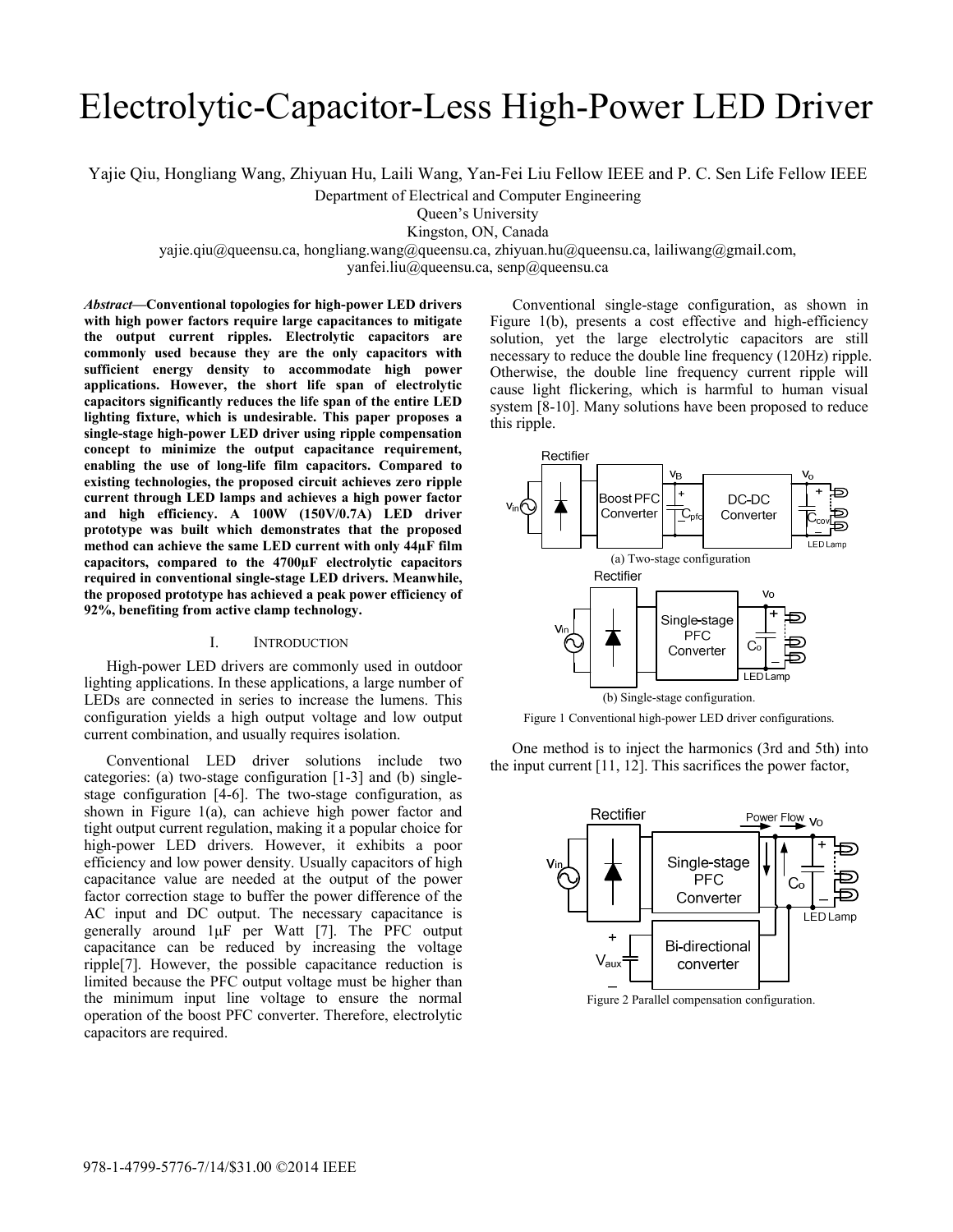# Electrolytic-Capacitor-Less High-Power LED Driver

Yajie Qiu, Hongliang Wang, Zhiyuan Hu, Laili Wang, Yan-Fei Liu Fellow IEEE and P. C. Sen Life Fellow IEEE

Department of Electrical and Computer Engineering
Queen's University
Kingston, ON, Canada
yajie.qiu@queensu.ca, hongliang.wang@queensu.ca, zhiyuan.hu@queensu.ca, lailiwang@gmail.com,
yanfei.liu@queensu.ca, senp@queensu.ca

***Abstract*—Conventional topologies for high-power LED drivers with high power factors require large capacitances to mitigate the output current ripples. Electrolytic capacitors are commonly used because they are the only capacitors with sufficient energy density to accommodate high power applications. However, the short life span of electrolytic capacitors significantly reduces the life span of the entire LED lighting fixture, which is undesirable. This paper proposes a single-stage high-power LED driver using ripple compensation concept to minimize the output capacitance requirement, enabling the use of long-life film capacitors. Compared to existing technologies, the proposed circuit achieves zero ripple current through LED lamps and achieves a high power factor and high efficiency. A 100W (150V/0.7A) LED driver prototype was built which demonstrates that the proposed method can achieve the same LED current with only 44μF film capacitors, compared to the 4700μF electrolytic capacitors required in conventional single-stage LED drivers. Meanwhile, the proposed prototype has achieved a peak power efficiency of 92%, benefiting from active clamp technology.**

## I. INTRODUCTION

High-power LED drivers are commonly used in outdoor lighting applications. In these applications, a large number of LEDs are connected in series to increase the lumens. This configuration yields a high output voltage and low output current combination, and usually requires isolation.

Conventional LED driver solutions include two categories: (a) two-stage configuration [1-3] and (b) single-stage configuration [4-6]. The two-stage configuration, as shown in Figure 1(a), can achieve high power factor and tight output current regulation, making it a popular choice for high-power LED drivers. However, it exhibits a poor efficiency and low power density. Usually capacitors of high capacitance value are needed at the output of the power factor correction stage to buffer the power difference of the AC input and DC output. The necessary capacitance is generally around 1μF per Watt [7]. The PFC output capacitance can be reduced by increasing the voltage ripple[7]. However, the possible capacitance reduction is limited because the PFC output voltage must be higher than the minimum input line voltage to ensure the normal operation of the boost PFC converter. Therefore, electrolytic capacitors are required.

Conventional single-stage configuration, as shown in Figure 1(b), presents a cost effective and high-efficiency solution, yet the large electrolytic capacitors are still necessary to reduce the double line frequency (120Hz) ripple. Otherwise, the double line frequency current ripple will cause light flickering, which is harmful to human visual system [8-10]. Many solutions have been proposed to reduce this ripple.

(a) Two-stage configuration

(b) Single-stage configuration.

Figure 1 Conventional high-power LED driver configurations.

One method is to inject the harmonics (3rd and 5th) into the input current [11, 12]. This sacrifices the power factor,

Figure 2 Parallel compensation configuration.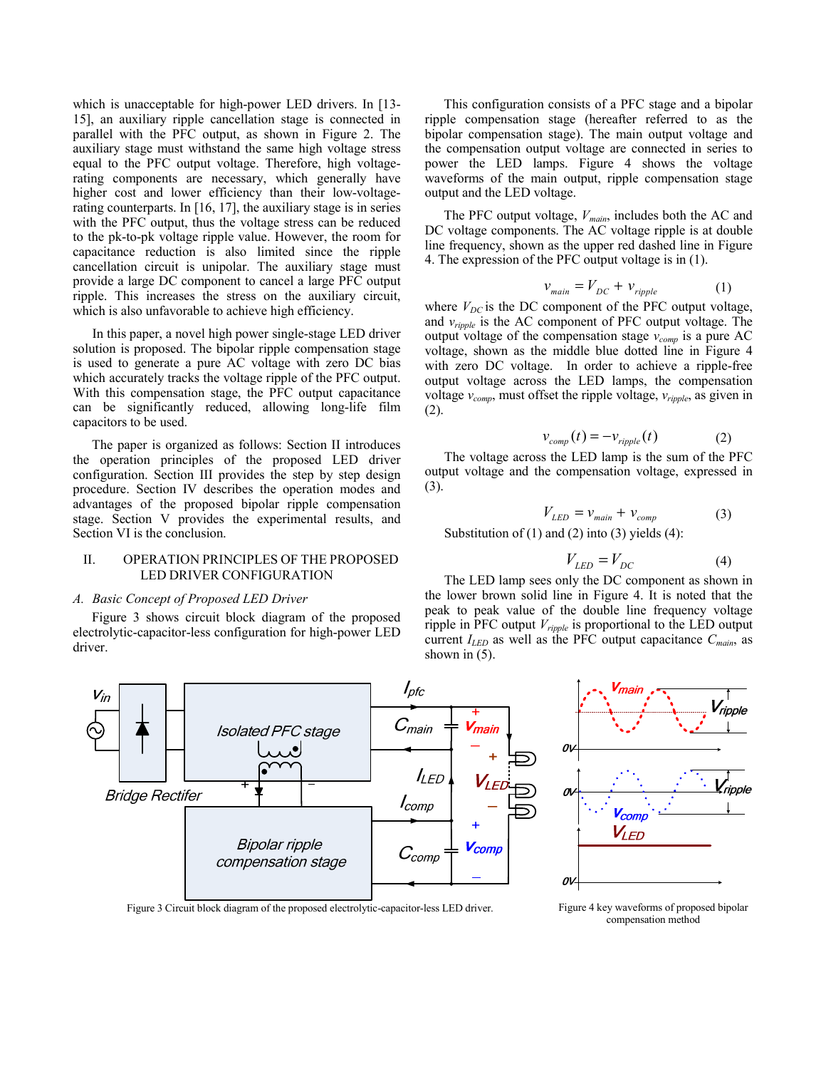which is unacceptable for high-power LED drivers. In [13-15], an auxiliary ripple cancellation stage is connected in parallel with the PFC output, as shown in Figure 2. The auxiliary stage must withstand the same high voltage stress equal to the PFC output voltage. Therefore, high voltage-rating components are necessary, which generally have higher cost and lower efficiency than their low-voltage-rating counterparts. In [16, 17], the auxiliary stage is in series with the PFC output, thus the voltage stress can be reduced to the pk-to-pk voltage ripple value. However, the room for capacitance reduction is also limited since the ripple cancellation circuit is unipolar. The auxiliary stage must provide a large DC component to cancel a large PFC output ripple. This increases the stress on the auxiliary circuit, which is also unfavorable to achieve high efficiency.

In this paper, a novel high power single-stage LED driver solution is proposed. The bipolar ripple compensation stage is used to generate a pure AC voltage with zero DC bias which accurately tracks the voltage ripple of the PFC output. With this compensation stage, the PFC output capacitance can be significantly reduced, allowing long-life film capacitors to be used.

The paper is organized as follows: Section II introduces the operation principles of the proposed LED driver configuration. Section III provides the step by step design procedure. Section IV describes the operation modes and advantages of the proposed bipolar ripple compensation stage. Section V provides the experimental results, and Section VI is the conclusion.

## II. OPERATION PRINCIPLES OF THE PROPOSED LED DRIVER CONFIGURATION

### A. Basic Concept of Proposed LED Driver

Figure 3 shows circuit block diagram of the proposed electrolytic-capacitor-less configuration for high-power LED driver.

This configuration consists of a PFC stage and a bipolar ripple compensation stage (hereafter referred to as the bipolar compensation stage). The main output voltage and the compensation output voltage are connected in series to power the LED lamps. Figure 4 shows the voltage waveforms of the main output, ripple compensation stage output and the LED voltage.

The PFC output voltage, $V_{main}$, includes both the AC and DC voltage components. The AC voltage ripple is at double line frequency, shown as the upper red dashed line in Figure 4. The expression of the PFC output voltage is in (1).

$$v_{main} = V_{DC} + v_{ripple} \tag{1}$$

where $V_{DC}$ is the DC component of the PFC output voltage, and $v_{ripple}$ is the AC component of PFC output voltage. The output voltage of the compensation stage $v_{comp}$ is a pure AC voltage, shown as the middle blue dotted line in Figure 4 with zero DC voltage. In order to achieve a ripple-free output voltage across the LED lamps, the compensation voltage $v_{comp}$, must offset the ripple voltage, $v_{ripple}$, as given in (2).

$$v_{comp}(t) = -v_{ripple}(t) \tag{2}$$

The voltage across the LED lamp is the sum of the PFC output voltage and the compensation voltage, expressed in (3).

$$V_{LED} = v_{main} + v_{comp} \tag{3}$$

Substitution of (1) and (2) into (3) yields (4):

$$V_{LED} = V_{DC} \tag{4}$$

The LED lamp sees only the DC component as shown in the lower brown solid line in Figure 4. It is noted that the peak to peak value of the double line frequency voltage ripple in PFC output $V_{ripple}$ is proportional to the LED output current $I_{LED}$ as well as the PFC output capacitance $C_{main}$, as shown in (5).

Figure 3 Circuit block diagram of the proposed electrolytic-capacitor-less LED driver.

Figure 4 key waveforms of proposed bipolar compensation method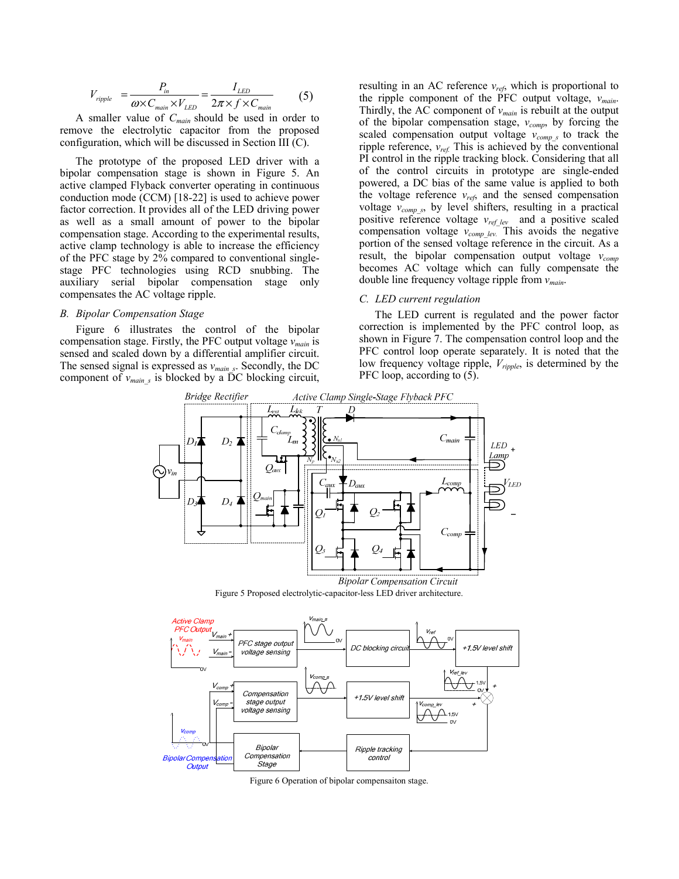$$V_{ripple} = \frac{P_{in}}{\omega \times C_{main} \times V_{LED}} = \frac{I_{LED}}{2\pi \times f \times C_{main}} \qquad (5)$$

A smaller value of $C_{main}$ should be used in order to remove the electrolytic capacitor from the proposed configuration, which will be discussed in Section III (C).

The prototype of the proposed LED driver with a bipolar compensation stage is shown in Figure 5. An active clamped Flyback converter operating in continuous conduction mode (CCM) [18-22] is used to achieve power factor correction. It provides all of the LED driving power as well as a small amount of power to the bipolar compensation stage. According to the experimental results, active clamp technology is able to increase the efficiency of the PFC stage by 2% compared to conventional single-stage PFC technologies using RCD snubbing. The auxiliary serial bipolar compensation stage only compensates the AC voltage ripple.

## B. Bipolar Compensation Stage

Figure 6 illustrates the control of the bipolar compensation stage. Firstly, the PFC output voltage $v_{main}$ is sensed and scaled down by a differential amplifier circuit. The sensed signal is expressed as $v_{main\_s}$. Secondly, the DC component of $v_{main\_s}$ is blocked by a DC blocking circuit, resulting in an AC reference $v_{ref}$, which is proportional to the ripple component of the PFC output voltage, $v_{main}$. Thirdly, the AC component of $v_{main}$ is rebuilt at the output of the bipolar compensation stage, $v_{comp}$, by forcing the scaled compensation output voltage $v_{comp\_s}$ to track the ripple reference, $v_{ref}$. This is achieved by the conventional PI control in the ripple tracking block. Considering that all of the control circuits in prototype are single-ended powered, a DC bias of the same value is applied to both the voltage reference $v_{ref}$, and the sensed compensation voltage $v_{comp\_s}$, by level shifters, resulting in a practical positive reference voltage $v_{ref\_lev}$ and a positive scaled compensation voltage $v_{comp\_lev}$. This avoids the negative portion of the sensed voltage reference in the circuit. As a result, the bipolar compensation output voltage $v_{comp}$ becomes AC voltage which can fully compensate the double line frequency voltage ripple from $v_{main}$.

## C. LED current regulation

The LED current is regulated and the power factor correction is implemented by the PFC control loop, as shown in Figure 7. The compensation control loop and the PFC control loop operate separately. It is noted that the low frequency voltage ripple, $V_{ripple}$, is determined by the PFC loop, according to (5).

Figure 5 Proposed electrolytic-capacitor-less LED driver architecture.

Figure 6 Operation of bipolar compensaiton stage.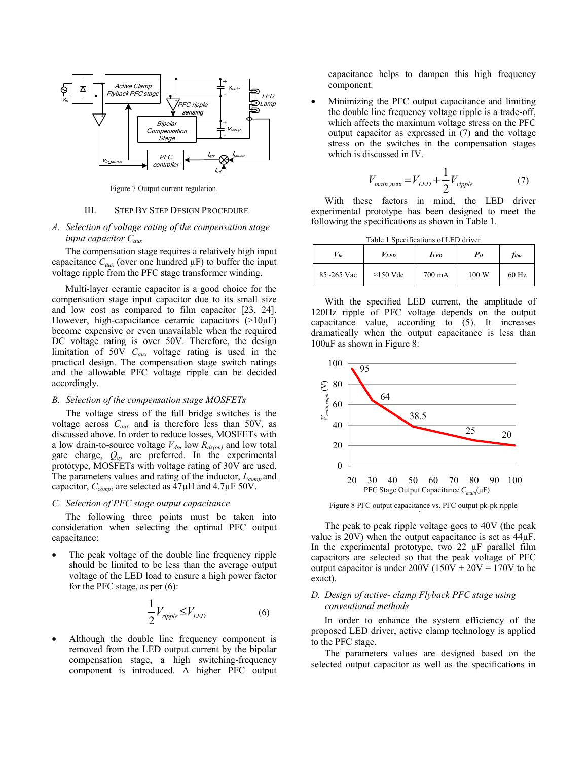Figure 7 Output current regulation.

## III. Step By Step Design Procedure

### A. Selection of voltage rating of the compensation stage input capacitor $C_{aux}$

The compensation stage requires a relatively high input capacitance $C_{aux}$ (over one hundred µF) to buffer the input voltage ripple from the PFC stage transformer winding.

Multi-layer ceramic capacitor is a good choice for the compensation stage input capacitor due to its small size and low cost as compared to film capacitor [23, 24]. However, high-capacitance ceramic capacitors (>10µF) become expensive or even unavailable when the required DC voltage rating is over 50V. Therefore, the design limitation of 50V $C_{aux}$ voltage rating is used in the practical design. The compensation stage switch ratings and the allowable PFC voltage ripple can be decided accordingly.

### B. Selection of the compensation stage MOSFETs

The voltage stress of the full bridge switches is the voltage across $C_{aux}$ and is therefore less than 50V, as discussed above. In order to reduce losses, MOSFETs with a low drain-to-source voltage $V_{ds}$, low $R_{ds(on)}$ and low total gate charge, $Q_g$, are preferred. In the experimental prototype, MOSFETs with voltage rating of 30V are used. The parameters values and rating of the inductor, $L_{comp}$ and capacitor, $C_{comp}$, are selected as 47µH and 4.7µF 50V.

### C. Selection of PFC stage output capacitance

The following three points must be taken into consideration when selecting the optimal PFC output capacitance:

- The peak voltage of the double line frequency ripple should be limited to be less than the average output voltage of the LED load to ensure a high power factor for the PFC stage, as per (6):

$$\frac{1}{2}V_{ripple} \leq V_{LED} \tag{6}$$

- Although the double line frequency component is removed from the LED output current by the bipolar compensation stage, a high switching-frequency component is introduced. A higher PFC output capacitance helps to dampen this high frequency component.
- Minimizing the PFC output capacitance and limiting the double line frequency voltage ripple is a trade-off, which affects the maximum voltage stress on the PFC output capacitor as expressed in (7) and the voltage stress on the switches in the compensation stages which is discussed in IV.

$$V_{main,max} = V_{LED} + \frac{1}{2}V_{ripple} \tag{7}$$

With these factors in mind, the LED driver experimental prototype has been designed to meet the following the specifications as shown in Table 1.

Table 1 Specifications of LED driver

| $V_{in}$ | $V_{LED}$ | $I_{LED}$ | $P_O$ | $f_{line}$ |
|---|---|---|---|---|
| 85~265 Vac | ≈150 Vdc | 700 mA | 100 W | 60 Hz |

With the specified LED current, the amplitude of 120Hz ripple of PFC voltage depends on the output capacitance value, according to (5). It increases dramatically when the output capacitance is less than 100uF as shown in Figure 8:

Figure 8 PFC output capacitance vs. PFC output pk-pk ripple

The peak to peak ripple voltage goes to 40V (the peak value is 20V) when the output capacitance is set as 44µF. In the experimental prototype, two 22 µF parallel film capacitors are selected so that the peak voltage of PFC output capacitor is under 200V (150V + 20V = 170V to be exact).

### D. Design of active- clamp Flyback PFC stage using conventional methods

In order to enhance the system efficiency of the proposed LED driver, active clamp technology is applied to the PFC stage.

The parameters values are designed based on the selected output capacitor as well as the specifications in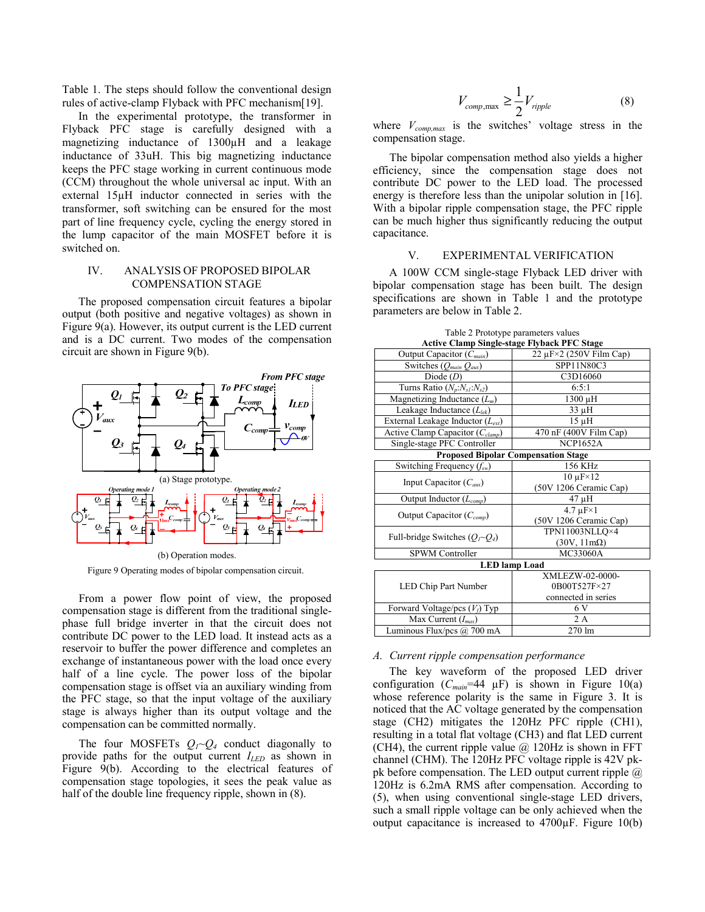Table 1. The steps should follow the conventional design rules of active-clamp Flyback with PFC mechanism[19].

In the experimental prototype, the transformer in Flyback PFC stage is carefully designed with a magnetizing inductance of 1300μH and a leakage inductance of 33uH. This big magnetizing inductance keeps the PFC stage working in current continuous mode (CCM) throughout the whole universal ac input. With an external 15μH inductor connected in series with the transformer, soft switching can be ensured for the most part of line frequency cycle, cycling the energy stored in the lump capacitor of the main MOSFET before it is switched on.

## IV. ANALYSIS OF PROPOSED BIPOLAR COMPENSATION STAGE

The proposed compensation circuit features a bipolar output (both positive and negative voltages) as shown in Figure 9(a). However, its output current is the LED current and is a DC current. Two modes of the compensation circuit are shown in Figure 9(b).

(a) Stage prototype.

(b) Operation modes.

Figure 9 Operating modes of bipolar compensation circuit.

From a power flow point of view, the proposed compensation stage is different from the traditional single-phase full bridge inverter in that the circuit does not contribute DC power to the LED load. It instead acts as a reservoir to buffer the power difference and completes an exchange of instantaneous power with the load once every half of a line cycle. The power loss of the bipolar compensation stage is offset via an auxiliary winding from the PFC stage, so that the input voltage of the auxiliary stage is always higher than its output voltage and the compensation can be committed normally.

The four MOSFETs $Q_1$~$Q_4$ conduct diagonally to provide paths for the output current $I_{LED}$ as shown in Figure 9(b). According to the electrical features of compensation stage topologies, it sees the peak value as half of the double line frequency ripple, shown in (8).

$$V_{comp,\max} \geq \frac{1}{2} V_{ripple} \tag{8}$$

where $V_{comp,max}$ is the switches' voltage stress in the compensation stage.

The bipolar compensation method also yields a higher efficiency, since the compensation stage does not contribute DC power to the LED load. The processed energy is therefore less than the unipolar solution in [16]. With a bipolar ripple compensation stage, the PFC ripple can be much higher thus significantly reducing the output capacitance.

## V. EXPERIMENTAL VERIFICATION

A 100W CCM single-stage Flyback LED driver with bipolar compensation stage has been built. The design specifications are shown in Table 1 and the prototype parameters are below in Table 2.

Table 2 Prototype parameters values

| Active Clamp Single-stage Flyback PFC Stage | |
|---|---|
| Output Capacitor ($C_{main}$) | 22 μF×2 (250V Film Cap) |
| Switches ($Q_{main}$ $Q_{aux}$) | SPP11N80C3 |
| Diode ($D$) | C3D16060 |
| Turns Ratio ($N_p$:$N_{s1}$:$N_{s2}$) | 6:5:1 |
| Magnetizing Inductance ($L_m$) | 1300 μH |
| Leakage Inductance ($L_{lek}$) | 33 μH |
| External Leakage Inductor ($L_{ext}$) | 15 μH |
| Active Clamp Capacitor ($C_{clamp}$) | 470 nF (400V Film Cap) |
| Single-stage PFC Controller | NCP1652A |
| **Proposed Bipolar Compensation Stage** | |
| Switching Frequency ($f_{sw}$) | 156 KHz |
| Input Capacitor ($C_{aux}$) | 10 μF×12 (50V 1206 Ceramic Cap) |
| Output Inductor ($L_{comp}$) | 47 μH |
| Output Capacitor ($C_{comp}$) | 4.7 μF×1 (50V 1206 Ceramic Cap) |
| Full-bridge Switches ($Q_1$~$Q_4$) | TPN11003NLLQ×4 (30V, 11mΩ) |
| SPWM Controller | MC33060A |
| **LED lamp Load** | |
| LED Chip Part Number | XMLEZW-02-0000-0B00T527F×27 connected in series |
| Forward Voltage/pcs ($V_f$) Typ | 6 V |
| Max Current ($I_{max}$) | 2 A |
| Luminous Flux/pcs @ 700 mA | 270 lm |

### A. Current ripple compensation performance

The key waveform of the proposed LED driver configuration ($C_{main}$=44 μF) is shown in Figure 10(a) whose reference polarity is the same in Figure 3. It is noticed that the AC voltage generated by the compensation stage (CH2) mitigates the 120Hz PFC ripple (CH1), resulting in a total flat voltage (CH3) and flat LED current (CH4), the current ripple value @ 120Hz is shown in FFT channel (CHM). The 120Hz PFC voltage ripple is 42V pk-pk before compensation. The LED output current ripple @ 120Hz is 6.2mA RMS after compensation. According to (5), when using conventional single-stage LED drivers, such a small ripple voltage can be only achieved when the output capacitance is increased to 4700μF. Figure 10(b)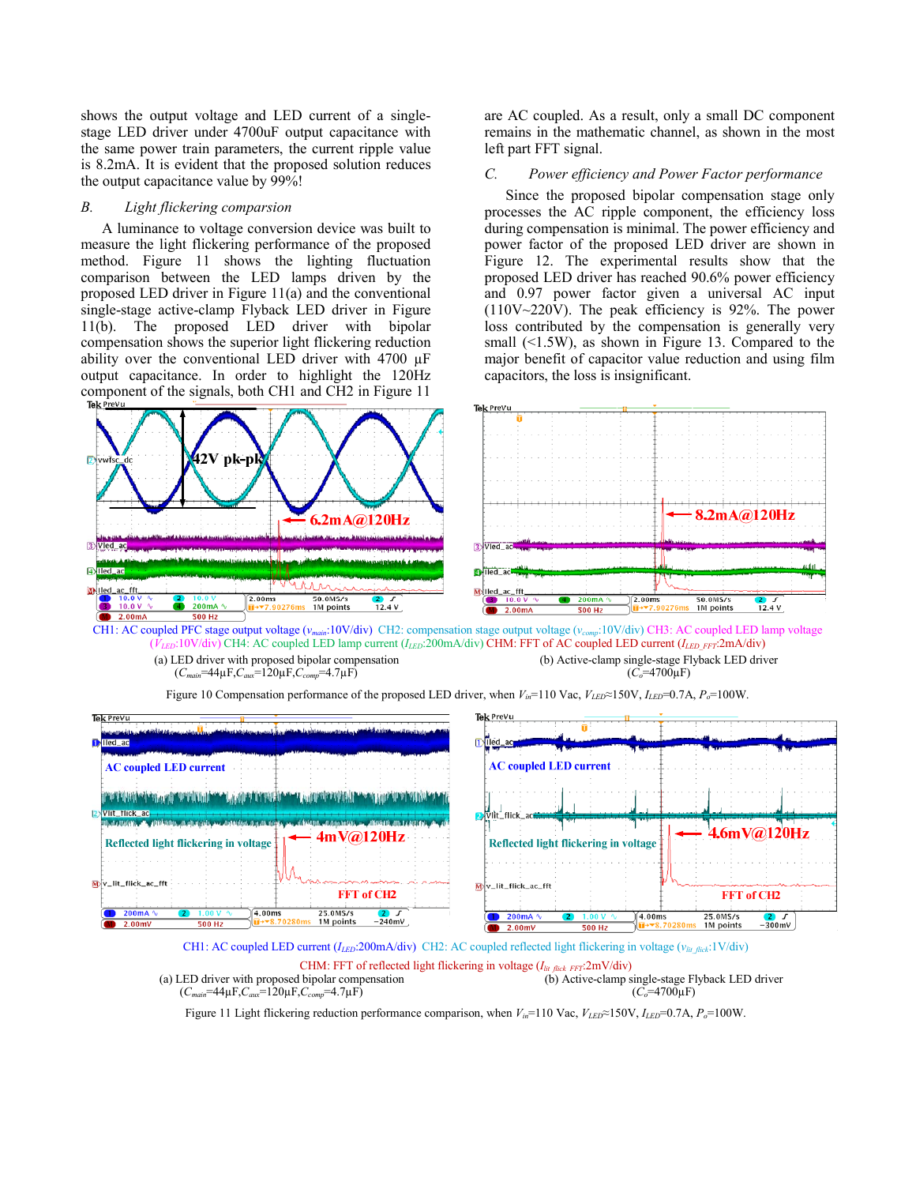shows the output voltage and LED current of a single-stage LED driver under 4700uF output capacitance with the same power train parameters, the current ripple value is 8.2mA. It is evident that the proposed solution reduces the output capacitance value by 99%!

### B. Light flickering comparsion

A luminance to voltage conversion device was built to measure the light flickering performance of the proposed method. Figure 11 shows the lighting fluctuation comparison between the LED lamps driven by the proposed LED driver in Figure 11(a) and the conventional single-stage active-clamp Flyback LED driver in Figure 11(b). The proposed LED driver with bipolar compensation shows the superior light flickering reduction ability over the conventional LED driver with 4700 μF output capacitance. In order to highlight the 120Hz component of the signals, both CH1 and CH2 in Figure 11 are AC coupled. As a result, only a small DC component remains in the mathematic channel, as shown in the most left part FFT signal.

### C. Power efficiency and Power Factor performance

Since the proposed bipolar compensation stage only processes the AC ripple component, the efficiency loss during compensation is minimal. The power efficiency and power factor of the proposed LED driver are shown in Figure 12. The experimental results show that the proposed LED driver has reached 90.6% power efficiency and 0.97 power factor given a universal AC input (110V~220V). The peak efficiency is 92%. The power loss contributed by the compensation is generally very small (<1.5W), as shown in Figure 13. Compared to the major benefit of capacitor value reduction and using film capacitors, the loss is insignificant.

CH1: AC coupled PFC stage output voltage ($v_{main}$:10V/div) CH2: compensation stage output voltage ($v_{comp}$:10V/div) CH3: AC coupled LED lamp voltage ($V_{LED}$:10V/div) CH4: AC coupled LED lamp current ($I_{LED}$:200mA/div) CHM: FFT of AC coupled LED current ($I_{LED\_FFT}$:2mA/div)

(a) LED driver with proposed bipolar compensation ($C_{main}$=44μF,$C_{aux}$=120μF,$C_{comp}$=4.7μF)

(b) Active-clamp single-stage Flyback LED driver ($C_o$=4700μF)

Figure 10 Compensation performance of the proposed LED driver, when $V_{in}$=110 Vac, $V_{LED}$≈150V, $I_{LED}$=0.7A, $P_o$=100W.

CH1: AC coupled LED current ($I_{LED}$:200mA/div) CH2: AC coupled reflected light flickering in voltage ($v_{lit\_flick}$:1V/div)

CHM: FFT of reflected light flickering in voltage ($I_{lit\_flick\_FFT}$:2mV/div)

(a) LED driver with proposed bipolar compensation ($C_{main}$=44μF,$C_{aux}$=120μF,$C_{comp}$=4.7μF)

(b) Active-clamp single-stage Flyback LED driver ($C_o$=4700μF)

Figure 11 Light flickering reduction performance comparison, when $V_{in}$=110 Vac, $V_{LED}$≈150V, $I_{LED}$=0.7A, $P_o$=100W.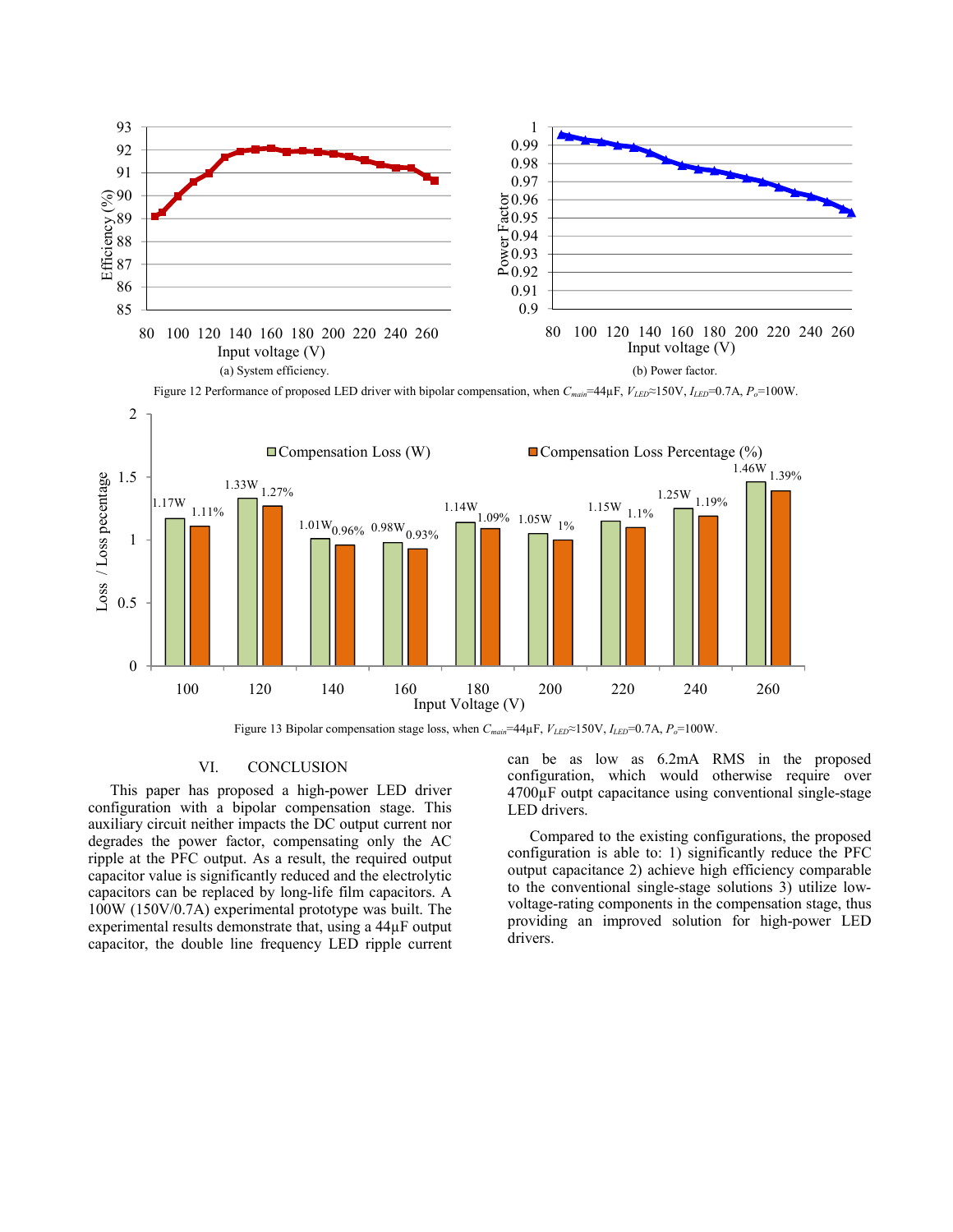(a) System efficiency.

(b) Power factor.

Figure 12 Performance of proposed LED driver with bipolar compensation, when $C_{main}$=44μF, $V_{LED}$≈150V, $I_{LED}$=0.7A, $P_o$=100W.

Figure 13 Bipolar compensation stage loss, when $C_{main}$=44μF, $V_{LED}$≈150V, $I_{LED}$=0.7A, $P_o$=100W.

## VI. CONCLUSION

This paper has proposed a high-power LED driver configuration with a bipolar compensation stage. This auxiliary circuit neither impacts the DC output current nor degrades the power factor, compensating only the AC ripple at the PFC output. As a result, the required output capacitor value is significantly reduced and the electrolytic capacitors can be replaced by long-life film capacitors. A 100W (150V/0.7A) experimental prototype was built. The experimental results demonstrate that, using a 44μF output capacitor, the double line frequency LED ripple current can be as low as 6.2mA RMS in the proposed configuration, which would otherwise require over 4700μF outpt capacitance using conventional single-stage LED drivers.

Compared to the existing configurations, the proposed configuration is able to: 1) significantly reduce the PFC output capacitance 2) achieve high efficiency comparable to the conventional single-stage solutions 3) utilize low-voltage-rating components in the compensation stage, thus providing an improved solution for high-power LED drivers.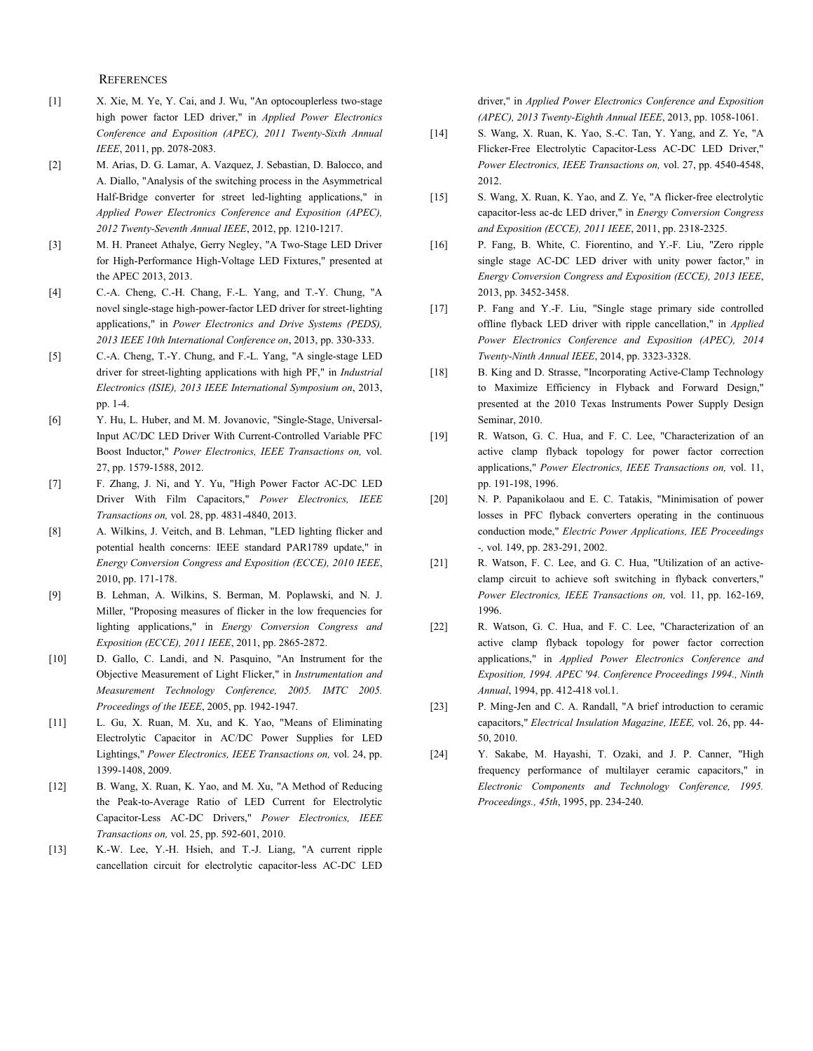## References

[1] X. Xie, M. Ye, Y. Cai, and J. Wu, "An optocouplerless two-stage high power factor LED driver," in *Applied Power Electronics Conference and Exposition (APEC), 2011 Twenty-Sixth Annual IEEE*, 2011, pp. 2078-2083.

[2] M. Arias, D. G. Lamar, A. Vazquez, J. Sebastian, D. Balocco, and A. Diallo, "Analysis of the switching process in the Asymmetrical Half-Bridge converter for street led-lighting applications," in *Applied Power Electronics Conference and Exposition (APEC), 2012 Twenty-Seventh Annual IEEE*, 2012, pp. 1210-1217.

[3] M. H. Praneet Athalye, Gerry Negley, "A Two-Stage LED Driver for High-Performance High-Voltage LED Fixtures," presented at the APEC 2013, 2013.

[4] C.-A. Cheng, C.-H. Chang, F.-L. Yang, and T.-Y. Chung, "A novel single-stage high-power-factor LED driver for street-lighting applications," in *Power Electronics and Drive Systems (PEDS), 2013 IEEE 10th International Conference on*, 2013, pp. 330-333.

[5] C.-A. Cheng, T.-Y. Chung, and F.-L. Yang, "A single-stage LED driver for street-lighting applications with high PF," in *Industrial Electronics (ISIE), 2013 IEEE International Symposium on*, 2013, pp. 1-4.

[6] Y. Hu, L. Huber, and M. M. Jovanovic, "Single-Stage, Universal-Input AC/DC LED Driver With Current-Controlled Variable PFC Boost Inductor," *Power Electronics, IEEE Transactions on,* vol. 27, pp. 1579-1588, 2012.

[7] F. Zhang, J. Ni, and Y. Yu, "High Power Factor AC-DC LED Driver With Film Capacitors," *Power Electronics, IEEE Transactions on,* vol. 28, pp. 4831-4840, 2013.

[8] A. Wilkins, J. Veitch, and B. Lehman, "LED lighting flicker and potential health concerns: IEEE standard PAR1789 update," in *Energy Conversion Congress and Exposition (ECCE), 2010 IEEE*, 2010, pp. 171-178.

[9] B. Lehman, A. Wilkins, S. Berman, M. Poplawski, and N. J. Miller, "Proposing measures of flicker in the low frequencies for lighting applications," in *Energy Conversion Congress and Exposition (ECCE), 2011 IEEE*, 2011, pp. 2865-2872.

[10] D. Gallo, C. Landi, and N. Pasquino, "An Instrument for the Objective Measurement of Light Flicker," in *Instrumentation and Measurement Technology Conference, 2005. IMTC 2005. Proceedings of the IEEE*, 2005, pp. 1942-1947.

[11] L. Gu, X. Ruan, M. Xu, and K. Yao, "Means of Eliminating Electrolytic Capacitor in AC/DC Power Supplies for LED Lightings," *Power Electronics, IEEE Transactions on,* vol. 24, pp. 1399-1408, 2009.

[12] B. Wang, X. Ruan, K. Yao, and M. Xu, "A Method of Reducing the Peak-to-Average Ratio of LED Current for Electrolytic Capacitor-Less AC-DC Drivers," *Power Electronics, IEEE Transactions on,* vol. 25, pp. 592-601, 2010.

[13] K.-W. Lee, Y.-H. Hsieh, and T.-J. Liang, "A current ripple cancellation circuit for electrolytic capacitor-less AC-DC LED driver," in *Applied Power Electronics Conference and Exposition (APEC), 2013 Twenty-Eighth Annual IEEE*, 2013, pp. 1058-1061.

[14] S. Wang, X. Ruan, K. Yao, S.-C. Tan, Y. Yang, and Z. Ye, "A Flicker-Free Electrolytic Capacitor-Less AC-DC LED Driver," *Power Electronics, IEEE Transactions on,* vol. 27, pp. 4540-4548, 2012.

[15] S. Wang, X. Ruan, K. Yao, and Z. Ye, "A flicker-free electrolytic capacitor-less ac-dc LED driver," in *Energy Conversion Congress and Exposition (ECCE), 2011 IEEE*, 2011, pp. 2318-2325.

[16] P. Fang, B. White, C. Fiorentino, and Y.-F. Liu, "Zero ripple single stage AC-DC LED driver with unity power factor," in *Energy Conversion Congress and Exposition (ECCE), 2013 IEEE*, 2013, pp. 3452-3458.

[17] P. Fang and Y.-F. Liu, "Single stage primary side controlled offline flyback LED driver with ripple cancellation," in *Applied Power Electronics Conference and Exposition (APEC), 2014 Twenty-Ninth Annual IEEE*, 2014, pp. 3323-3328.

[18] B. King and D. Strasse, "Incorporating Active-Clamp Technology to Maximize Efficiency in Flyback and Forward Design," presented at the 2010 Texas Instruments Power Supply Design Seminar, 2010.

[19] R. Watson, G. C. Hua, and F. C. Lee, "Characterization of an active clamp flyback topology for power factor correction applications," *Power Electronics, IEEE Transactions on,* vol. 11, pp. 191-198, 1996.

[20] N. P. Papanikolaou and E. C. Tatakis, "Minimisation of power losses in PFC flyback converters operating in the continuous conduction mode," *Electric Power Applications, IEE Proceedings -,* vol. 149, pp. 283-291, 2002.

[21] R. Watson, F. C. Lee, and G. C. Hua, "Utilization of an active-clamp circuit to achieve soft switching in flyback converters," *Power Electronics, IEEE Transactions on,* vol. 11, pp. 162-169, 1996.

[22] R. Watson, G. C. Hua, and F. C. Lee, "Characterization of an active clamp flyback topology for power factor correction applications," in *Applied Power Electronics Conference and Exposition, 1994. APEC '94. Conference Proceedings 1994., Ninth Annual*, 1994, pp. 412-418 vol.1.

[23] P. Ming-Jen and C. A. Randall, "A brief introduction to ceramic capacitors," *Electrical Insulation Magazine, IEEE,* vol. 26, pp. 44-50, 2010.

[24] Y. Sakabe, M. Hayashi, T. Ozaki, and J. P. Canner, "High frequency performance of multilayer ceramic capacitors," in *Electronic Components and Technology Conference, 1995. Proceedings., 45th*, 1995, pp. 234-240.